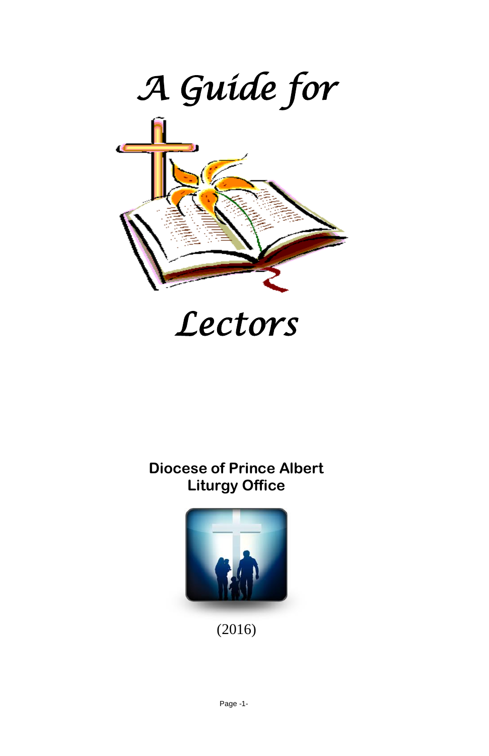# *A Guide for*

# *Lectors*

**Diocese of Prince Albert**
**Liturgy Office**

(2016)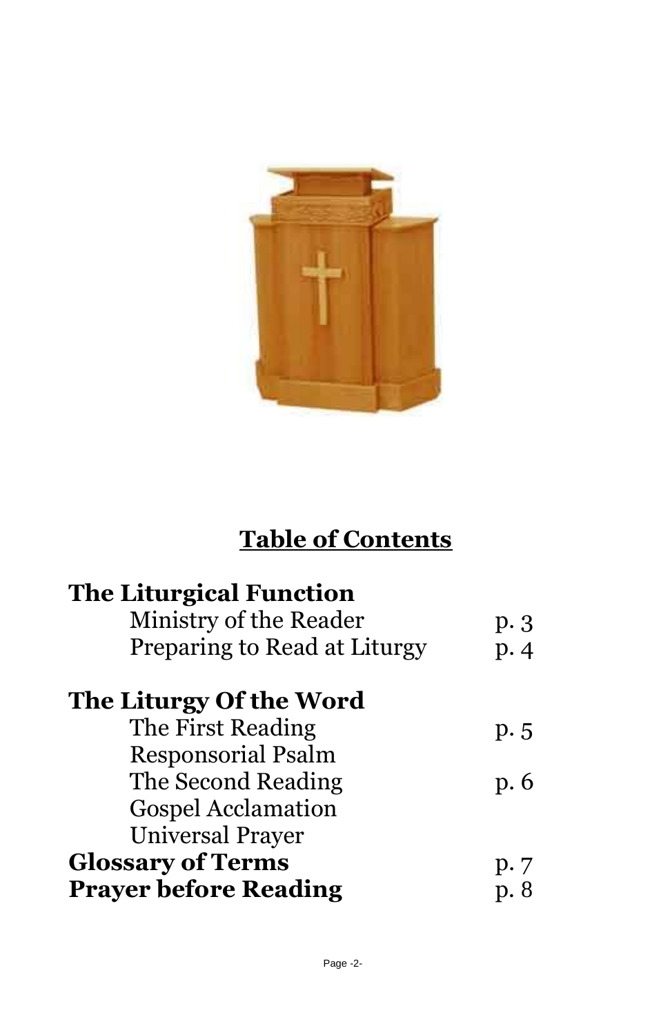## Table of Contents

| | |
|---|---|
| **The Liturgical Function** | |
| Ministry of the Reader | p. 3 |
| Preparing to Read at Liturgy | p. 4 |
| **The Liturgy Of the Word** | |
| The First Reading | p. 5 |
| Responsorial Psalm | |
| The Second Reading | p. 6 |
| Gospel Acclamation | |
| Universal Prayer | |
| **Glossary of Terms** | p. 7 |
| **Prayer before Reading** | p. 8 |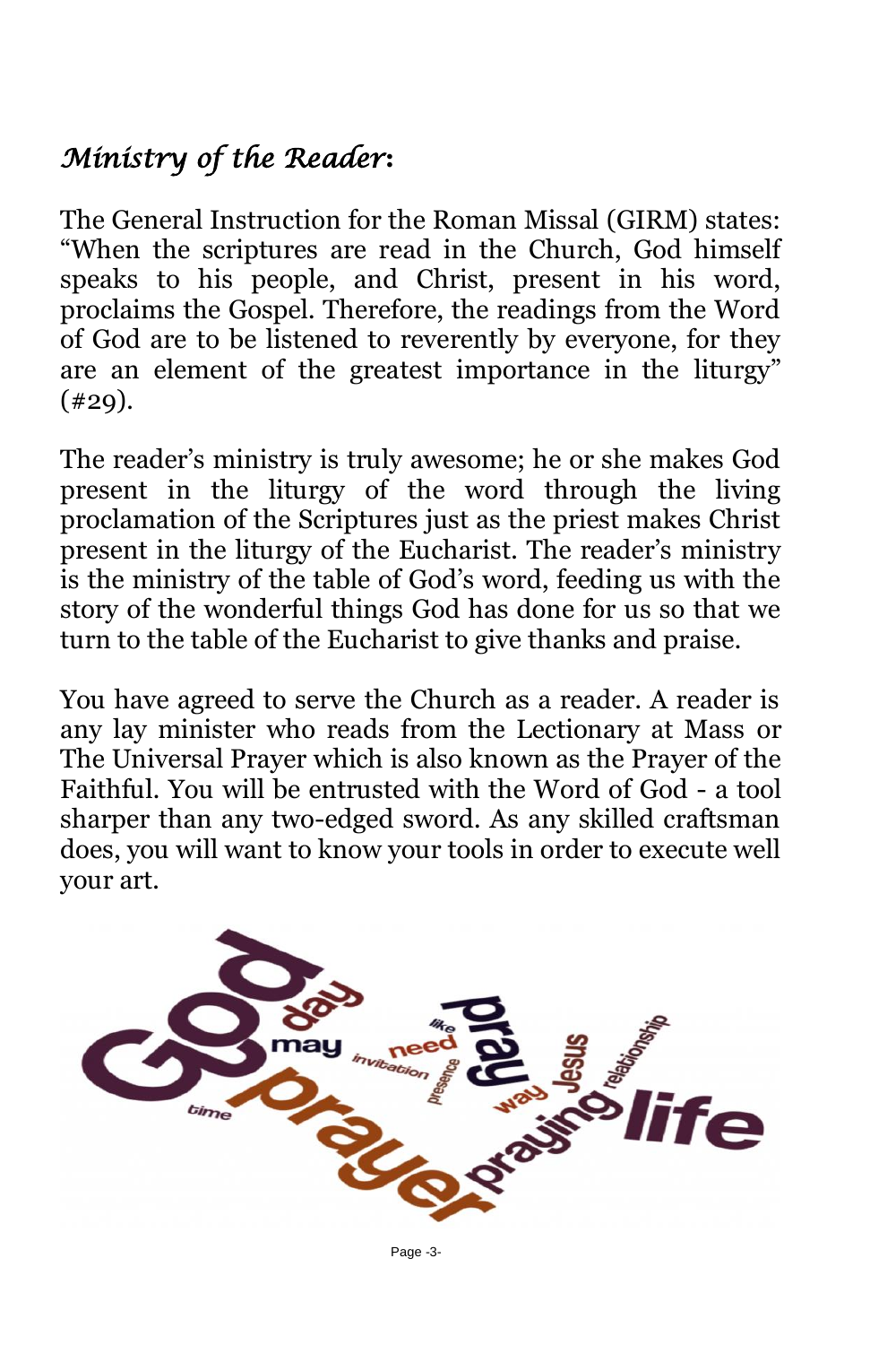## *Ministry of the Reader*:

The General Instruction for the Roman Missal (GIRM) states: "When the scriptures are read in the Church, God himself speaks to his people, and Christ, present in his word, proclaims the Gospel. Therefore, the readings from the Word of God are to be listened to reverently by everyone, for they are an element of the greatest importance in the liturgy" (#29).

The reader's ministry is truly awesome; he or she makes God present in the liturgy of the word through the living proclamation of the Scriptures just as the priest makes Christ present in the liturgy of the Eucharist. The reader's ministry is the ministry of the table of God's word, feeding us with the story of the wonderful things God has done for us so that we turn to the table of the Eucharist to give thanks and praise.

You have agreed to serve the Church as a reader. A reader is any lay minister who reads from the Lectionary at Mass or The Universal Prayer which is also known as the Prayer of the Faithful. You will be entrusted with the Word of God - a tool sharper than any two-edged sword. As any skilled craftsman does, you will want to know your tools in order to execute well your art.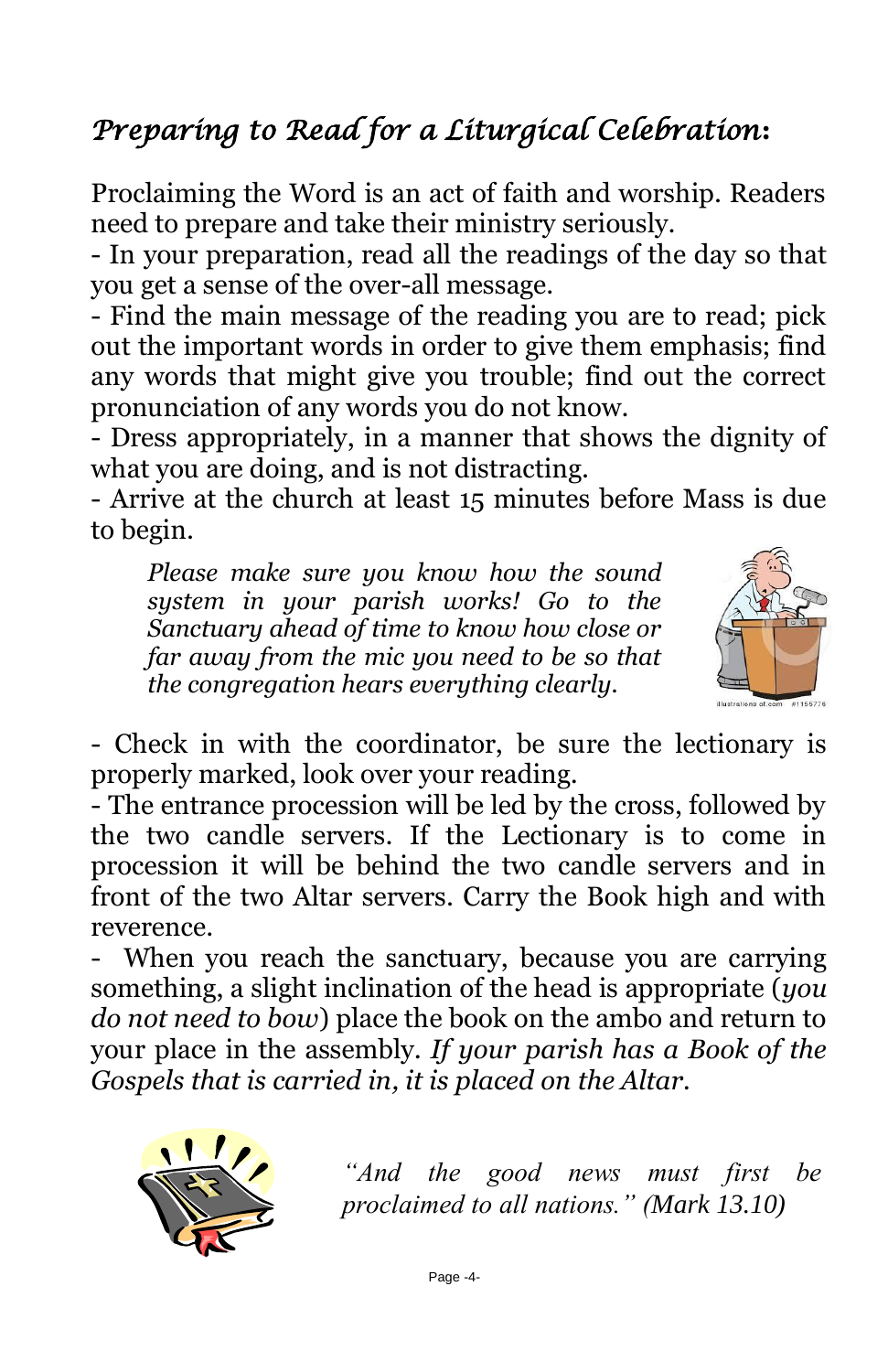## *Preparing to Read for a Liturgical Celebration*:

Proclaiming the Word is an act of faith and worship. Readers need to prepare and take their ministry seriously.

- In your preparation, read all the readings of the day so that you get a sense of the over-all message.
- Find the main message of the reading you are to read; pick out the important words in order to give them emphasis; find any words that might give you trouble; find out the correct pronunciation of any words you do not know.
- Dress appropriately, in a manner that shows the dignity of what you are doing, and is not distracting.
- Arrive at the church at least 15 minutes before Mass is due to begin.

*Please make sure you know how the sound system in your parish works! Go to the Sanctuary ahead of time to know how close or far away from the mic you need to be so that the congregation hears everything clearly.*

- Check in with the coordinator, be sure the lectionary is properly marked, look over your reading.
- The entrance procession will be led by the cross, followed by the two candle servers. If the Lectionary is to come in procession it will be behind the two candle servers and in front of the two Altar servers. Carry the Book high and with reverence.
- When you reach the sanctuary, because you are carrying something, a slight inclination of the head is appropriate (*you do not need to bow*) place the book on the ambo and return to your place in the assembly. *If your parish has a Book of the Gospels that is carried in, it is placed on the Altar.*

*"And the good news must first be proclaimed to all nations." (Mark 13.10)*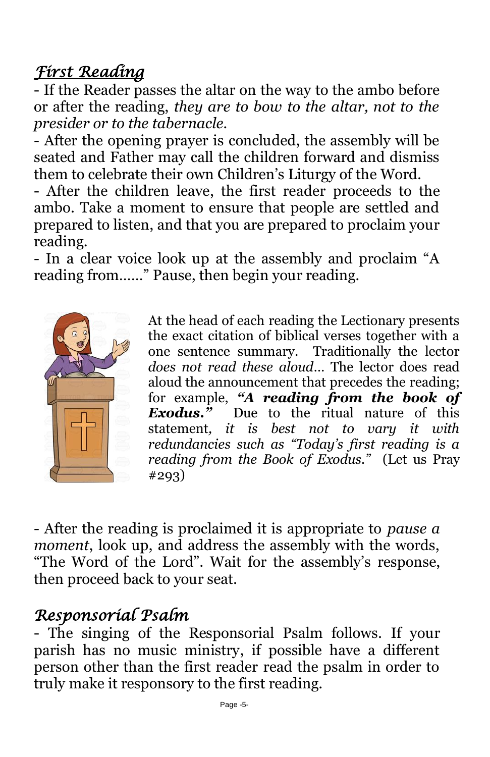## *First Reading*

- If the Reader passes the altar on the way to the ambo before or after the reading, *they are to bow to the altar, not to the presider or to the tabernacle*.
- After the opening prayer is concluded, the assembly will be seated and Father may call the children forward and dismiss them to celebrate their own Children's Liturgy of the Word.
- After the children leave, the first reader proceeds to the ambo. Take a moment to ensure that people are settled and prepared to listen, and that you are prepared to proclaim your reading.
- In a clear voice look up at the assembly and proclaim "A reading from……" Pause, then begin your reading.

At the head of each reading the Lectionary presents the exact citation of biblical verses together with a one sentence summary. Traditionally the lector *does not read these aloud*… The lector does read aloud the announcement that precedes the reading; for example, ***"A reading from the book of Exodus."*** Due to the ritual nature of this statement*, it is best not to vary it with redundancies such as "Today's first reading is a reading from the Book of Exodus."* (Let us Pray #293)

- After the reading is proclaimed it is appropriate to *pause a moment*, look up, and address the assembly with the words, "The Word of the Lord". Wait for the assembly's response, then proceed back to your seat.

## *Responsorial Psalm*

- The singing of the Responsorial Psalm follows. If your parish has no music ministry, if possible have a different person other than the first reader read the psalm in order to truly make it responsory to the first reading.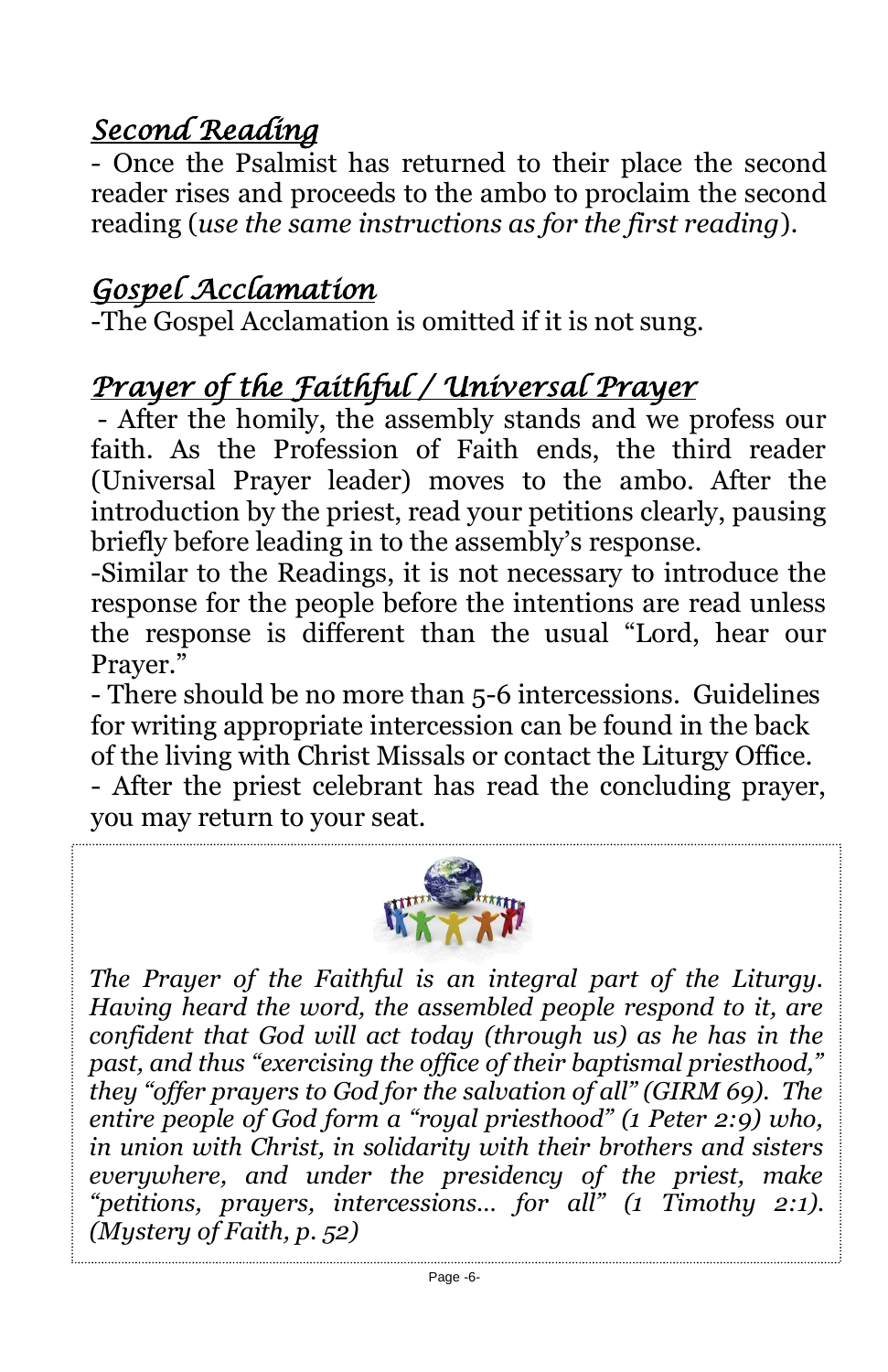## *Second Reading*

- Once the Psalmist has returned to their place the second reader rises and proceeds to the ambo to proclaim the second reading (*use the same instructions as for the first reading*).

## *Gospel Acclamation*

-The Gospel Acclamation is omitted if it is not sung.

## *Prayer of the Faithful / Universal Prayer*

- After the homily, the assembly stands and we profess our faith. As the Profession of Faith ends, the third reader (Universal Prayer leader) moves to the ambo. After the introduction by the priest, read your petitions clearly, pausing briefly before leading in to the assembly's response.

-Similar to the Readings, it is not necessary to introduce the response for the people before the intentions are read unless the response is different than the usual "Lord, hear our Prayer."

- There should be no more than 5-6 intercessions. Guidelines for writing appropriate intercession can be found in the back of the living with Christ Missals or contact the Liturgy Office.

- After the priest celebrant has read the concluding prayer, you may return to your seat.

*The Prayer of the Faithful is an integral part of the Liturgy. Having heard the word, the assembled people respond to it, are confident that God will act today (through us) as he has in the past, and thus "exercising the office of their baptismal priesthood," they "offer prayers to God for the salvation of all" (GIRM 69). The entire people of God form a "royal priesthood" (1 Peter 2:9) who, in union with Christ, in solidarity with their brothers and sisters everywhere, and under the presidency of the priest, make "petitions, prayers, intercessions... for all" (1 Timothy 2:1). (Mystery of Faith, p. 52)*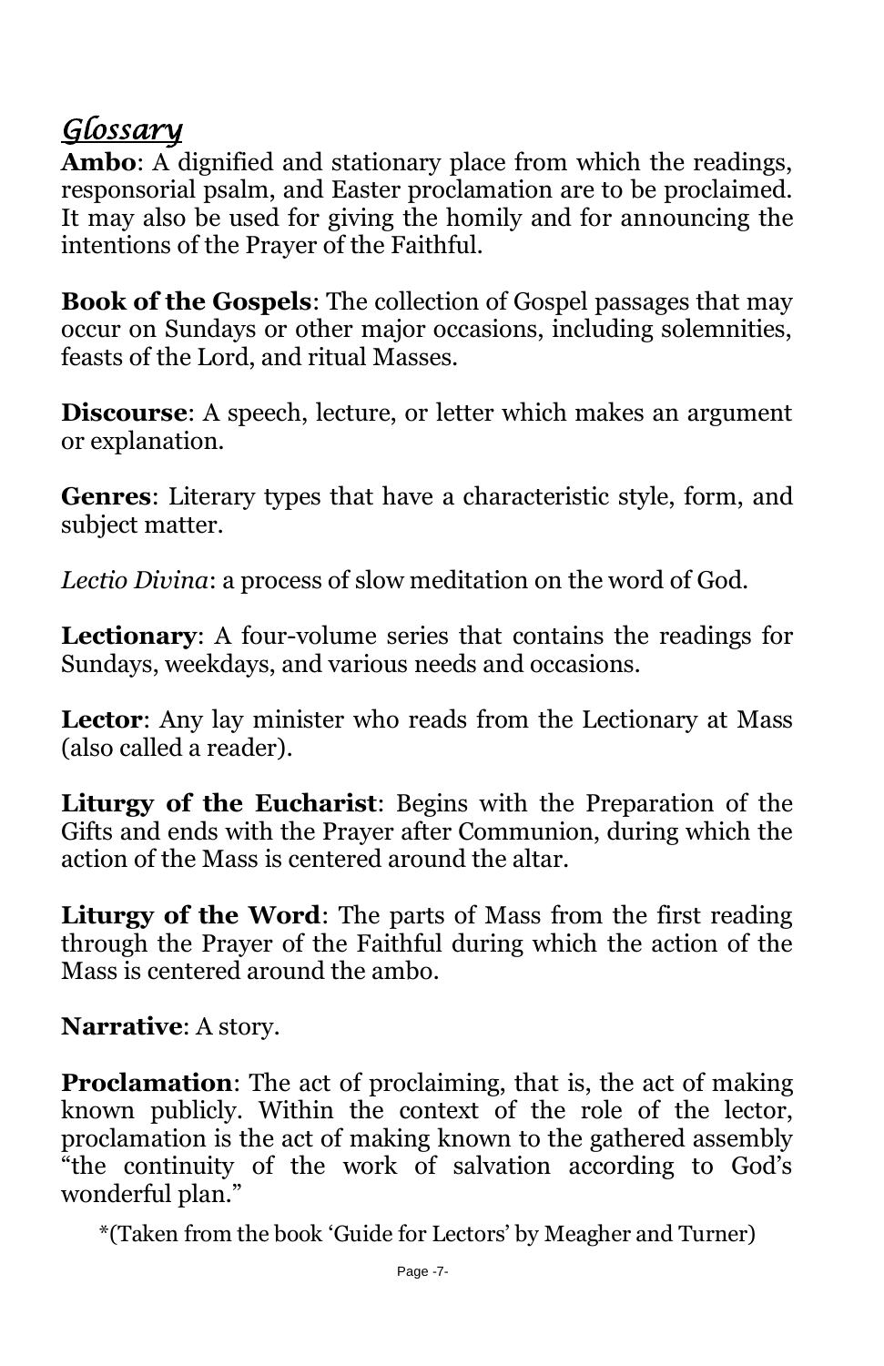## *Glossary*

**Ambo**: A dignified and stationary place from which the readings, responsorial psalm, and Easter proclamation are to be proclaimed. It may also be used for giving the homily and for announcing the intentions of the Prayer of the Faithful.

**Book of the Gospels**: The collection of Gospel passages that may occur on Sundays or other major occasions, including solemnities, feasts of the Lord, and ritual Masses.

**Discourse**: A speech, lecture, or letter which makes an argument or explanation.

**Genres**: Literary types that have a characteristic style, form, and subject matter.

*Lectio Divina*: a process of slow meditation on the word of God.

**Lectionary**: A four-volume series that contains the readings for Sundays, weekdays, and various needs and occasions.

**Lector**: Any lay minister who reads from the Lectionary at Mass (also called a reader).

**Liturgy of the Eucharist**: Begins with the Preparation of the Gifts and ends with the Prayer after Communion, during which the action of the Mass is centered around the altar.

**Liturgy of the Word**: The parts of Mass from the first reading through the Prayer of the Faithful during which the action of the Mass is centered around the ambo.

**Narrative**: A story.

**Proclamation**: The act of proclaiming, that is, the act of making known publicly. Within the context of the role of the lector, proclamation is the act of making known to the gathered assembly "the continuity of the work of salvation according to God's wonderful plan."

*(Taken from the book 'Guide for Lectors' by Meagher and Turner)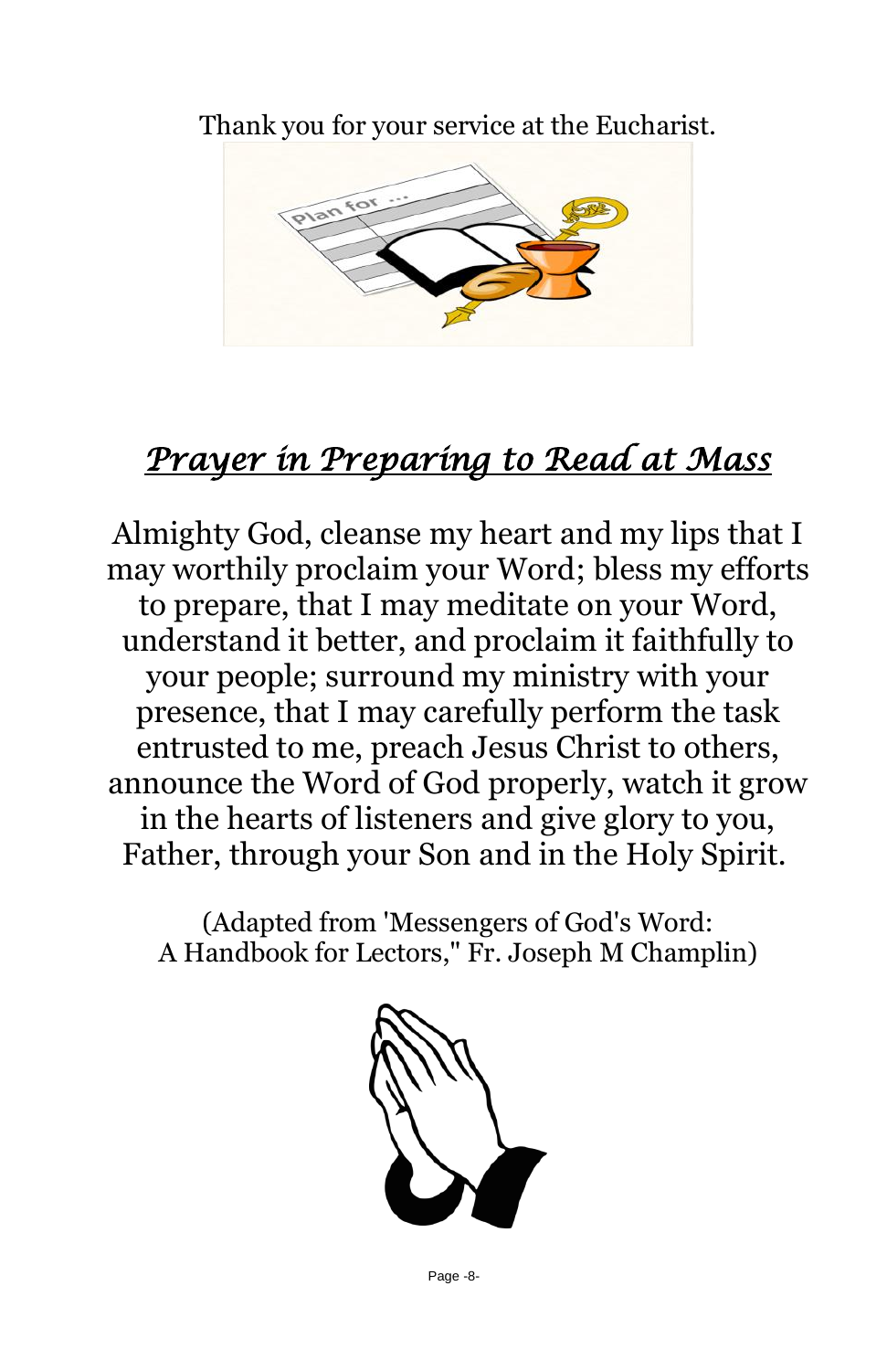Thank you for your service at the Eucharist.

## *Prayer in Preparing to Read at Mass*

Almighty God, cleanse my heart and my lips that I may worthily proclaim your Word; bless my efforts to prepare, that I may meditate on your Word, understand it better, and proclaim it faithfully to your people; surround my ministry with your presence, that I may carefully perform the task entrusted to me, preach Jesus Christ to others, announce the Word of God properly, watch it grow in the hearts of listeners and give glory to you, Father, through your Son and in the Holy Spirit.

(Adapted from 'Messengers of God's Word: A Handbook for Lectors," Fr. Joseph M Champlin)